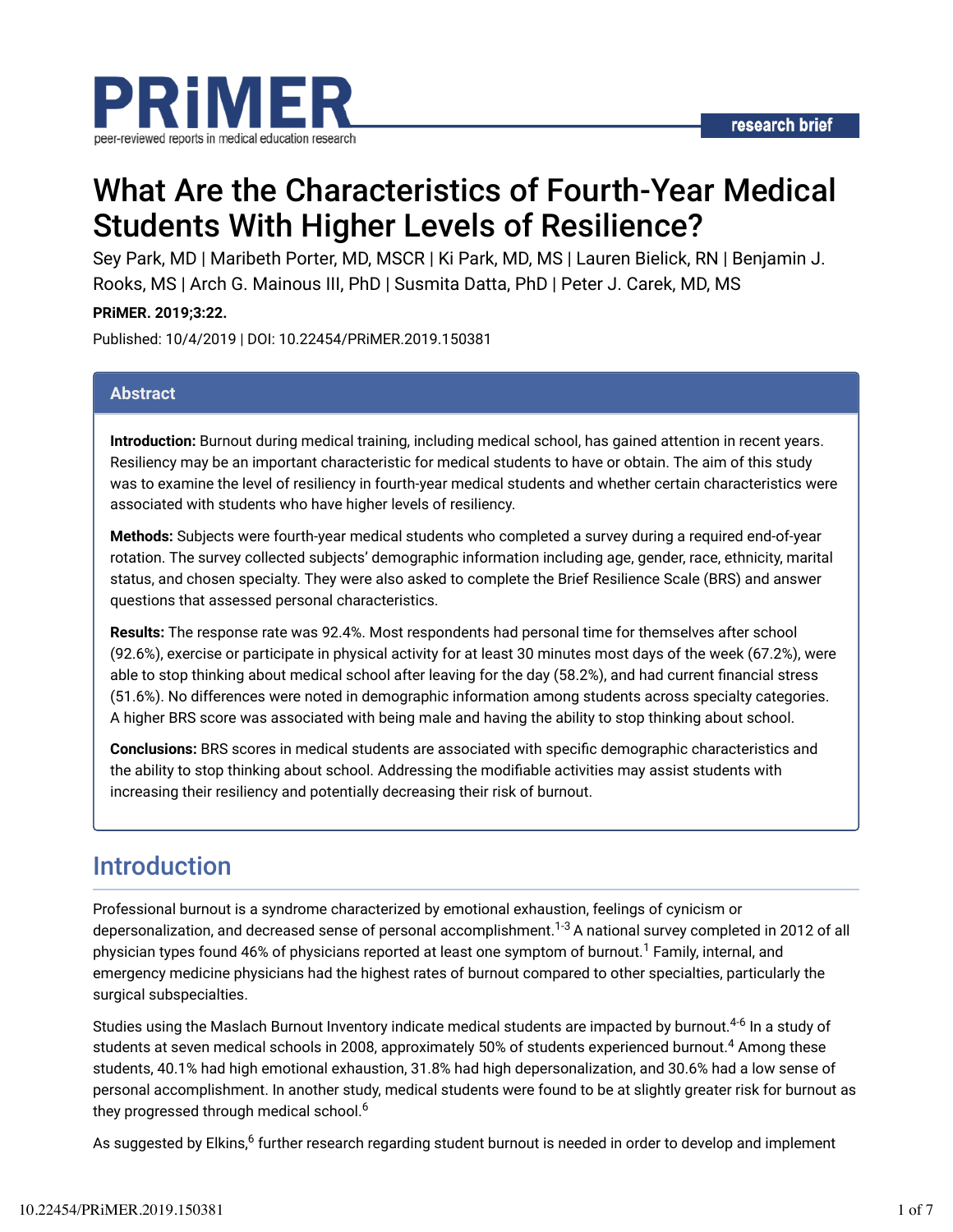# What Are the Characteristics of Fourth-Year Medical Students With Higher Levels of Resilience?

Sey Park, MD | Maribeth Porter, MD, MSCR | Ki Park, MD, MS | Lauren Bielick, RN | Benjamin J. Rooks, MS | Arch G. Mainous III, PhD | Susmita Datta, PhD | Peter J. Carek, MD, MS

**PRiMER. 2019;3:22.**

Published: 10/4/2019 | DOI: 10.22454/PRiMER.2019.150381

## Abstract

**Introduction:** Burnout during medical training, including medical school, has gained attention in recent years. Resiliency may be an important characteristic for medical students to have or obtain. The aim of this study was to examine the level of resiliency in fourth-year medical students and whether certain characteristics were associated with students who have higher levels of resiliency.

**Methods:** Subjects were fourth-year medical students who completed a survey during a required end-of-year rotation. The survey collected subjects' demographic information including age, gender, race, ethnicity, marital status, and chosen specialty. They were also asked to complete the Brief Resilience Scale (BRS) and answer questions that assessed personal characteristics.

**Results:** The response rate was 92.4%. Most respondents had personal time for themselves after school (92.6%), exercise or participate in physical activity for at least 30 minutes most days of the week (67.2%), were able to stop thinking about medical school after leaving for the day (58.2%), and had current financial stress (51.6%). No differences were noted in demographic information among students across specialty categories. A higher BRS score was associated with being male and having the ability to stop thinking about school.

**Conclusions:** BRS scores in medical students are associated with specific demographic characteristics and the ability to stop thinking about school. Addressing the modifiable activities may assist students with increasing their resiliency and potentially decreasing their risk of burnout.

## Introduction

Professional burnout is a syndrome characterized by emotional exhaustion, feelings of cynicism or depersonalization, and decreased sense of personal accomplishment.[1-3] A national survey completed in 2012 of all physician types found 46% of physicians reported at least one symptom of burnout.[1] Family, internal, and emergency medicine physicians had the highest rates of burnout compared to other specialties, particularly the surgical subspecialties.

Studies using the Maslach Burnout Inventory indicate medical students are impacted by burnout.[4-6] In a study of students at seven medical schools in 2008, approximately 50% of students experienced burnout.[4] Among these students, 40.1% had high emotional exhaustion, 31.8% had high depersonalization, and 30.6% had a low sense of personal accomplishment. In another study, medical students were found to be at slightly greater risk for burnout as they progressed through medical school.[6]

As suggested by Elkins,[6] further research regarding student burnout is needed in order to develop and implement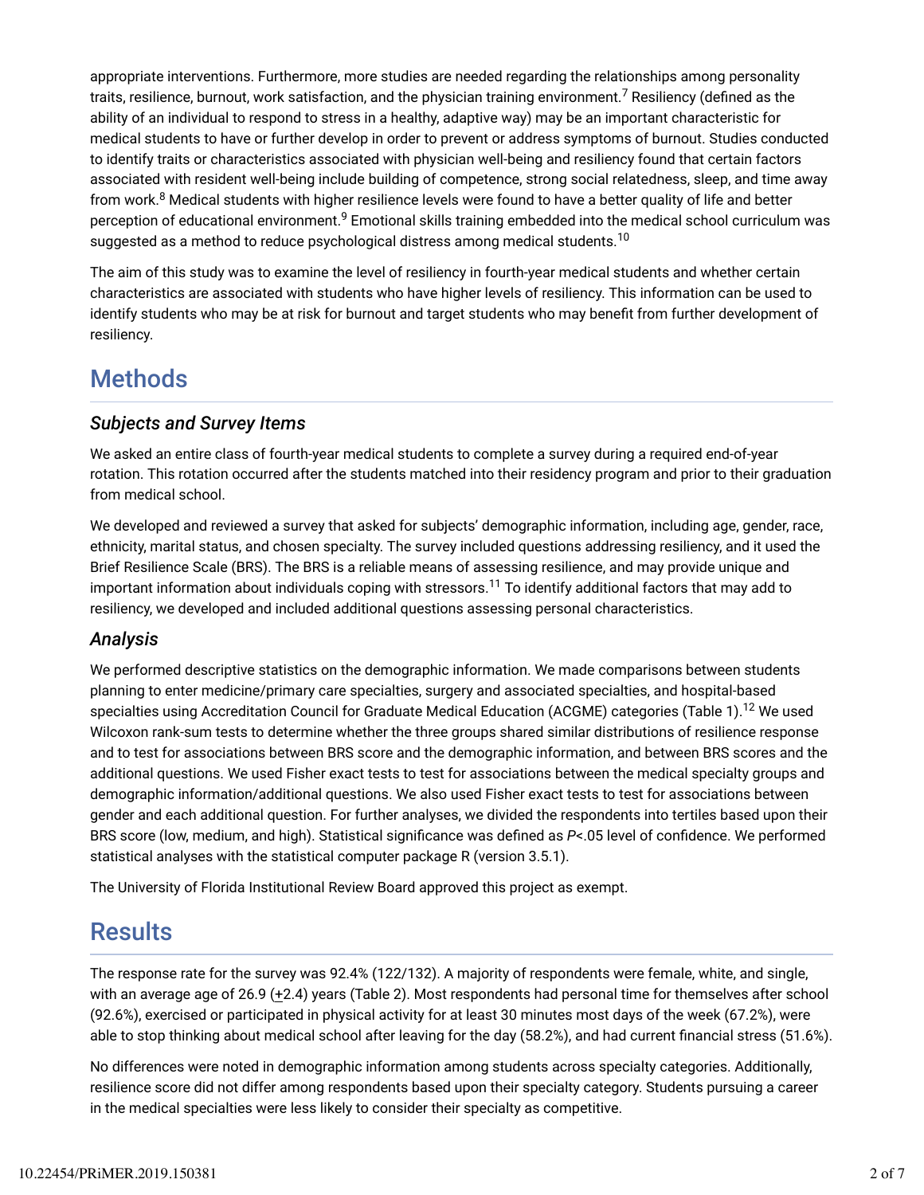appropriate interventions. Furthermore, more studies are needed regarding the relationships among personality traits, resilience, burnout, work satisfaction, and the physician training environment.[7] Resiliency (defined as the ability of an individual to respond to stress in a healthy, adaptive way) may be an important characteristic for medical students to have or further develop in order to prevent or address symptoms of burnout. Studies conducted to identify traits or characteristics associated with physician well-being and resiliency found that certain factors associated with resident well-being include building of competence, strong social relatedness, sleep, and time away from work.[8] Medical students with higher resilience levels were found to have a better quality of life and better perception of educational environment.[9] Emotional skills training embedded into the medical school curriculum was suggested as a method to reduce psychological distress among medical students.[10]

The aim of this study was to examine the level of resiliency in fourth-year medical students and whether certain characteristics are associated with students who have higher levels of resiliency. This information can be used to identify students who may be at risk for burnout and target students who may benefit from further development of resiliency.

## Methods

### *Subjects and Survey Items*

We asked an entire class of fourth-year medical students to complete a survey during a required end-of-year rotation. This rotation occurred after the students matched into their residency program and prior to their graduation from medical school.

We developed and reviewed a survey that asked for subjects' demographic information, including age, gender, race, ethnicity, marital status, and chosen specialty. The survey included questions addressing resiliency, and it used the Brief Resilience Scale (BRS). The BRS is a reliable means of assessing resilience, and may provide unique and important information about individuals coping with stressors.[11] To identify additional factors that may add to resiliency, we developed and included additional questions assessing personal characteristics.

### *Analysis*

We performed descriptive statistics on the demographic information. We made comparisons between students planning to enter medicine/primary care specialties, surgery and associated specialties, and hospital-based specialties using Accreditation Council for Graduate Medical Education (ACGME) categories (Table 1).[12] We used Wilcoxon rank-sum tests to determine whether the three groups shared similar distributions of resilience response and to test for associations between BRS score and the demographic information, and between BRS scores and the additional questions. We used Fisher exact tests to test for associations between the medical specialty groups and demographic information/additional questions. We also used Fisher exact tests to test for associations between gender and each additional question. For further analyses, we divided the respondents into tertiles based upon their BRS score (low, medium, and high). Statistical significance was defined as $P<.05$ level of confidence. We performed statistical analyses with the statistical computer package R (version 3.5.1).

The University of Florida Institutional Review Board approved this project as exempt.

## Results

The response rate for the survey was 92.4% (122/132). A majority of respondents were female, white, and single, with an average age of 26.9 (±2.4) years (Table 2). Most respondents had personal time for themselves after school (92.6%), exercised or participated in physical activity for at least 30 minutes most days of the week (67.2%), were able to stop thinking about medical school after leaving for the day (58.2%), and had current financial stress (51.6%).

No differences were noted in demographic information among students across specialty categories. Additionally, resilience score did not differ among respondents based upon their specialty category. Students pursuing a career in the medical specialties were less likely to consider their specialty as competitive.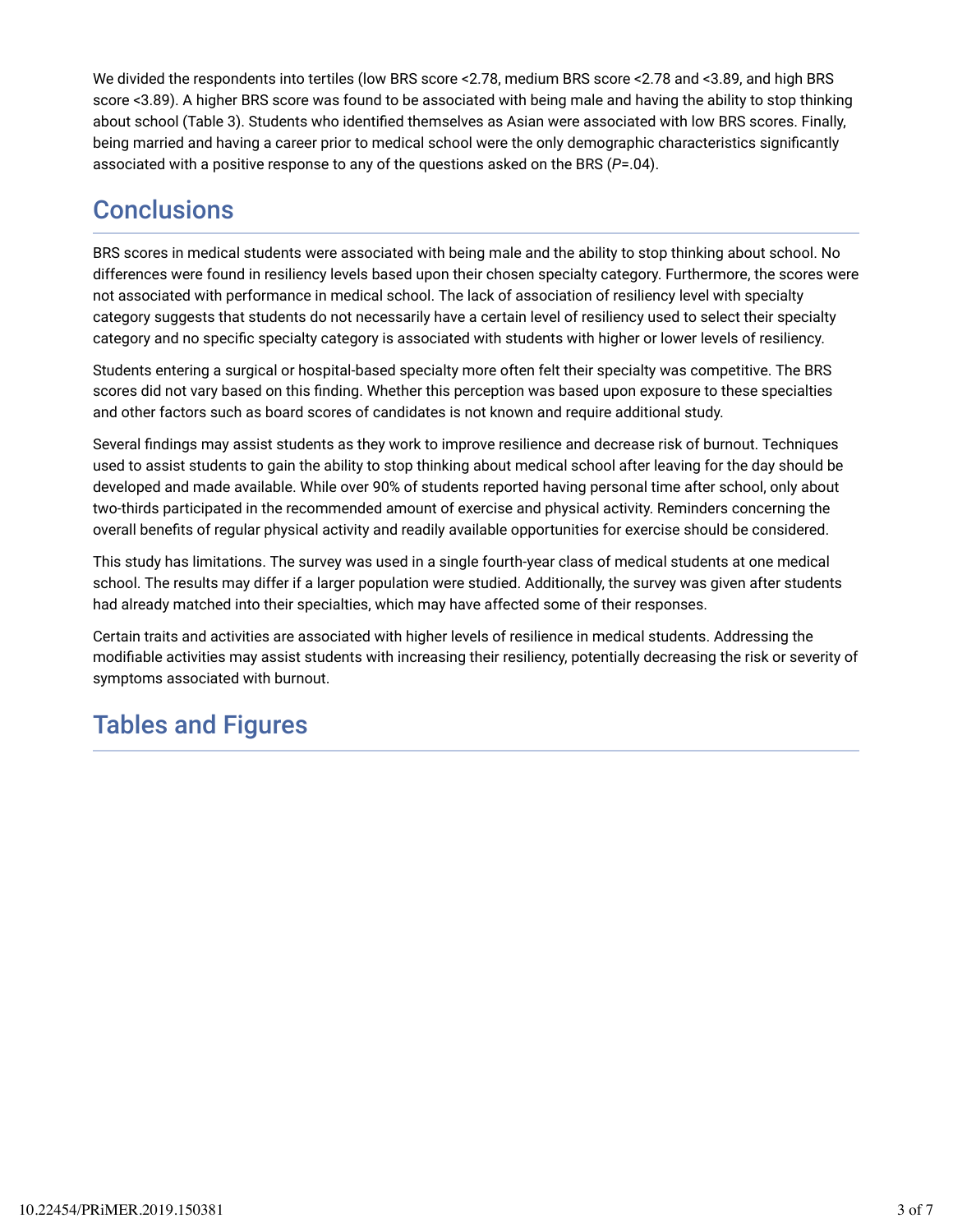We divided the respondents into tertiles (low BRS score <2.78, medium BRS score <2.78 and <3.89, and high BRS score <3.89). A higher BRS score was found to be associated with being male and having the ability to stop thinking about school (Table 3). Students who identified themselves as Asian were associated with low BRS scores. Finally, being married and having a career prior to medical school were the only demographic characteristics significantly associated with a positive response to any of the questions asked on the BRS (*P*=.04).

## Conclusions

BRS scores in medical students were associated with being male and the ability to stop thinking about school. No differences were found in resiliency levels based upon their chosen specialty category. Furthermore, the scores were not associated with performance in medical school. The lack of association of resiliency level with specialty category suggests that students do not necessarily have a certain level of resiliency used to select their specialty category and no specific specialty category is associated with students with higher or lower levels of resiliency.

Students entering a surgical or hospital-based specialty more often felt their specialty was competitive. The BRS scores did not vary based on this finding. Whether this perception was based upon exposure to these specialties and other factors such as board scores of candidates is not known and require additional study.

Several findings may assist students as they work to improve resilience and decrease risk of burnout. Techniques used to assist students to gain the ability to stop thinking about medical school after leaving for the day should be developed and made available. While over 90% of students reported having personal time after school, only about two-thirds participated in the recommended amount of exercise and physical activity. Reminders concerning the overall benefits of regular physical activity and readily available opportunities for exercise should be considered.

This study has limitations. The survey was used in a single fourth-year class of medical students at one medical school. The results may differ if a larger population were studied. Additionally, the survey was given after students had already matched into their specialties, which may have affected some of their responses.

Certain traits and activities are associated with higher levels of resilience in medical students. Addressing the modifiable activities may assist students with increasing their resiliency, potentially decreasing the risk or severity of symptoms associated with burnout.

## Tables and Figures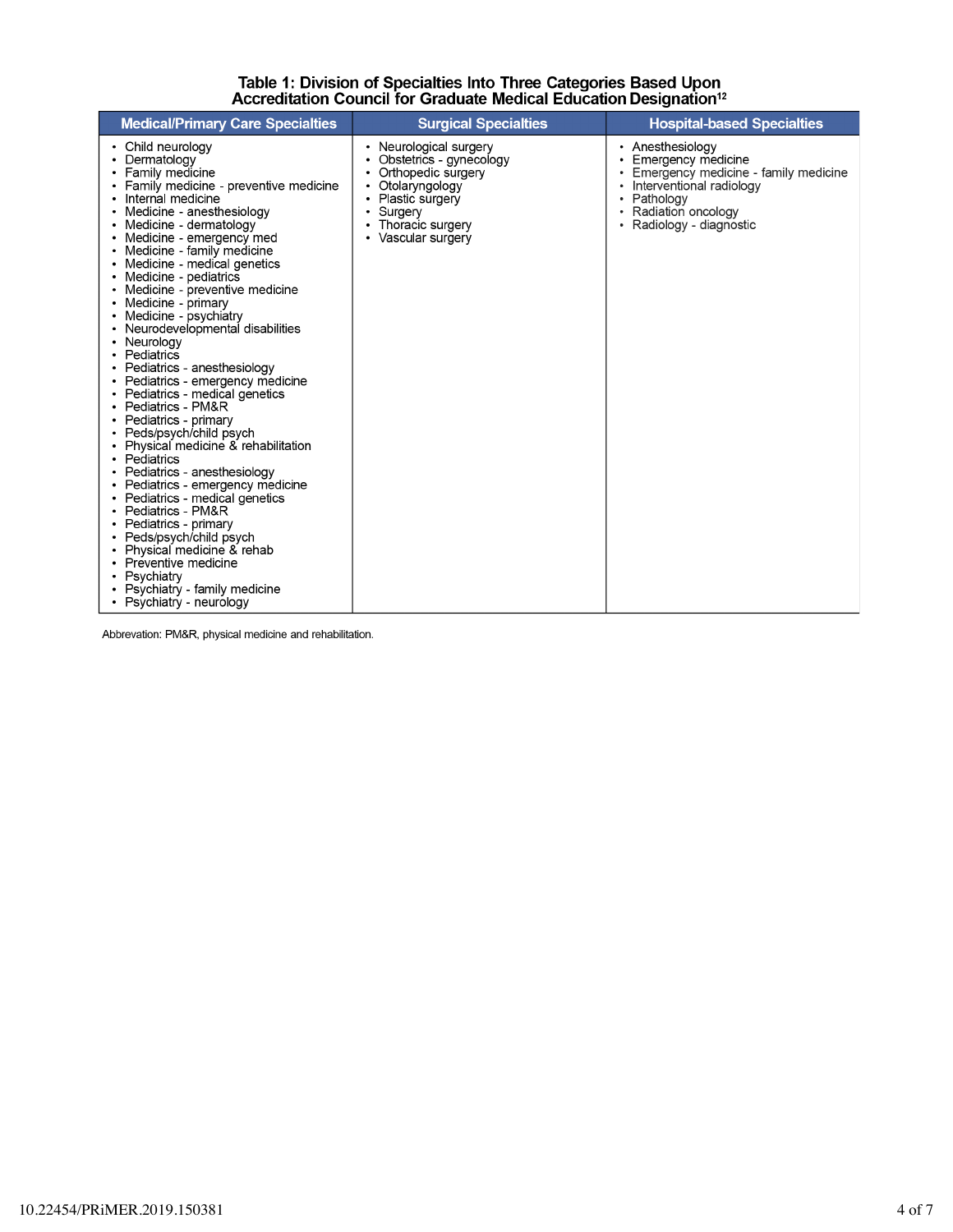**Table 1: Division of Specialties Into Three Categories Based Upon Accreditation Council for Graduate Medical Education Designation[12]**

| Medical/Primary Care Specialties | Surgical Specialties | Hospital-based Specialties |
|---|---|---|
| • Child neurology<br>• Dermatology<br>• Family medicine<br>• Family medicine - preventive medicine<br>• Internal medicine<br>• Medicine - anesthesiology<br>• Medicine - dermatology<br>• Medicine - emergency med<br>• Medicine - family medicine<br>• Medicine - medical genetics<br>• Medicine - pediatrics<br>• Medicine - preventive medicine<br>• Medicine - primary<br>• Medicine - psychiatry<br>• Neurodevelopmental disabilities<br>• Neurology<br>• Pediatrics<br>• Pediatrics - anesthesiology<br>• Pediatrics - emergency medicine<br>• Pediatrics - medical genetics<br>• Pediatrics - PM&R<br>• Pediatrics - primary<br>• Peds/psych/child psych<br>• Physical medicine & rehabilitation<br>• Pediatrics<br>• Pediatrics - anesthesiology<br>• Pediatrics - emergency medicine<br>• Pediatrics - medical genetics<br>• Pediatrics - PM&R<br>• Pediatrics - primary<br>• Peds/psych/child psych<br>• Physical medicine & rehab<br>• Preventive medicine<br>• Psychiatry<br>• Psychiatry - family medicine<br>• Psychiatry - neurology | • Neurological surgery<br>• Obstetrics - gynecology<br>• Orthopedic surgery<br>• Otolaryngology<br>• Plastic surgery<br>• Surgery<br>• Thoracic surgery<br>• Vascular surgery | • Anesthesiology<br>• Emergency medicine<br>• Emergency medicine - family medicine<br>• Interventional radiology<br>• Pathology<br>• Radiation oncology<br>• Radiology - diagnostic |

Abbrevation: PM&R, physical medicine and rehabilitation.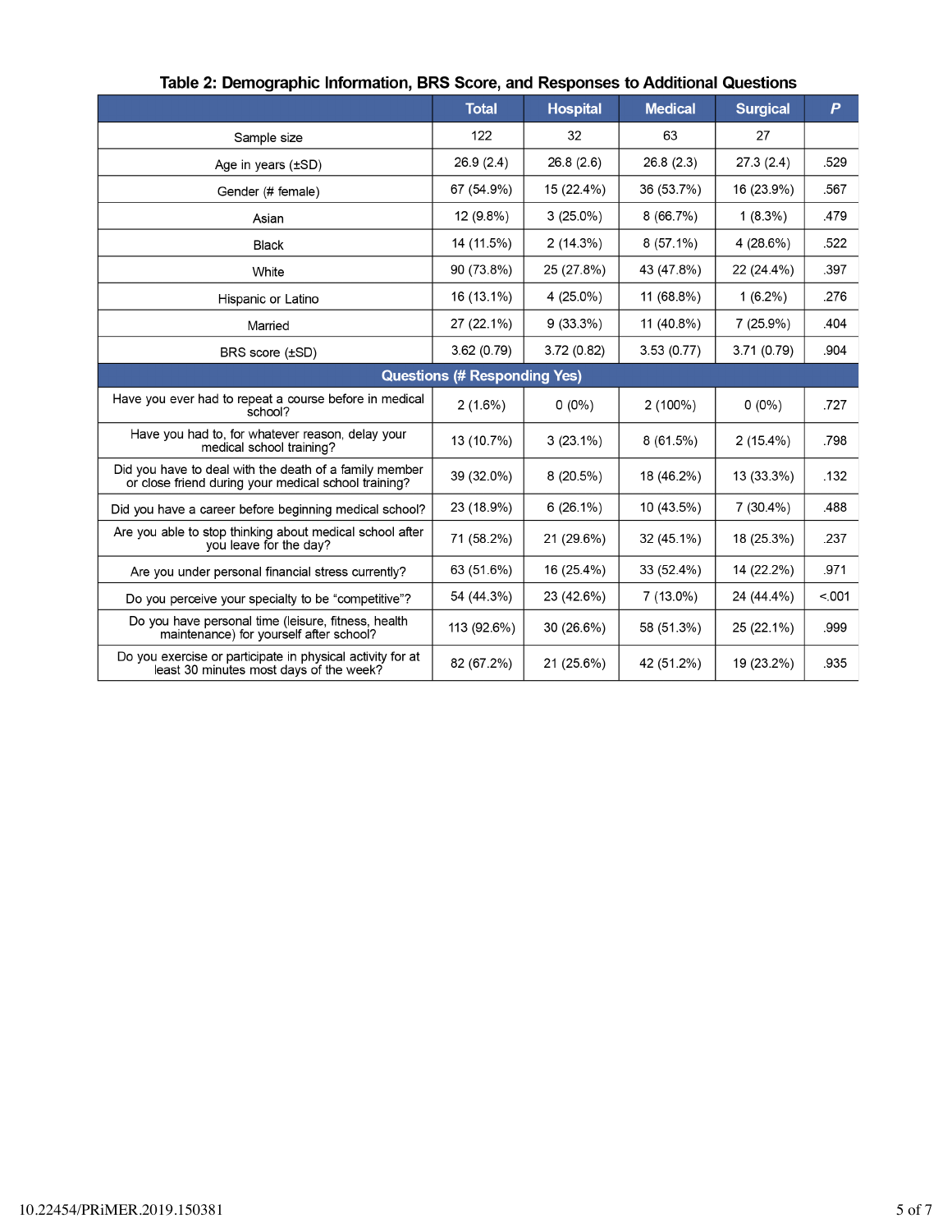**Table 2: Demographic Information, BRS Score, and Responses to Additional Questions**

| | Total | Hospital | Medical | Surgical | *P* |
|---|---|---|---|---|---|
| Sample size | 122 | 32 | 63 | 27 | |
| Age in years (±SD) | 26.9 (2.4) | 26.8 (2.6) | 26.8 (2.3) | 27.3 (2.4) | .529 |
| Gender (# female) | 67 (54.9%) | 15 (22.4%) | 36 (53.7%) | 16 (23.9%) | .567 |
| Asian | 12 (9.8%) | 3 (25.0%) | 8 (66.7%) | 1 (8.3%) | .479 |
| Black | 14 (11.5%) | 2 (14.3%) | 8 (57.1%) | 4 (28.6%) | .522 |
| White | 90 (73.8%) | 25 (27.8%) | 43 (47.8%) | 22 (24.4%) | .397 |
| Hispanic or Latino | 16 (13.1%) | 4 (25.0%) | 11 (68.8%) | 1 (6.2%) | .276 |
| Married | 27 (22.1%) | 9 (33.3%) | 11 (40.8%) | 7 (25.9%) | .404 |
| BRS score (±SD) | 3.62 (0.79) | 3.72 (0.82) | 3.53 (0.77) | 3.71 (0.79) | .904 |
| **Questions (# Responding Yes)** | | | | | |
| Have you ever had to repeat a course before in medical school? | 2 (1.6%) | 0 (0%) | 2 (100%) | 0 (0%) | .727 |
| Have you had to, for whatever reason, delay your medical school training? | 13 (10.7%) | 3 (23.1%) | 8 (61.5%) | 2 (15.4%) | .798 |
| Did you have to deal with the death of a family member or close friend during your medical school training? | 39 (32.0%) | 8 (20.5%) | 18 (46.2%) | 13 (33.3%) | .132 |
| Did you have a career before beginning medical school? | 23 (18.9%) | 6 (26.1%) | 10 (43.5%) | 7 (30.4%) | .488 |
| Are you able to stop thinking about medical school after you leave for the day? | 71 (58.2%) | 21 (29.6%) | 32 (45.1%) | 18 (25.3%) | .237 |
| Are you under personal financial stress currently? | 63 (51.6%) | 16 (25.4%) | 33 (52.4%) | 14 (22.2%) | .971 |
| Do you perceive your specialty to be "competitive"? | 54 (44.3%) | 23 (42.6%) | 7 (13.0%) | 24 (44.4%) | <.001 |
| Do you have personal time (leisure, fitness, health maintenance) for yourself after school? | 113 (92.6%) | 30 (26.6%) | 58 (51.3%) | 25 (22.1%) | .999 |
| Do you exercise or participate in physical activity for at least 30 minutes most days of the week? | 82 (67.2%) | 21 (25.6%) | 42 (51.2%) | 19 (23.2%) | .935 |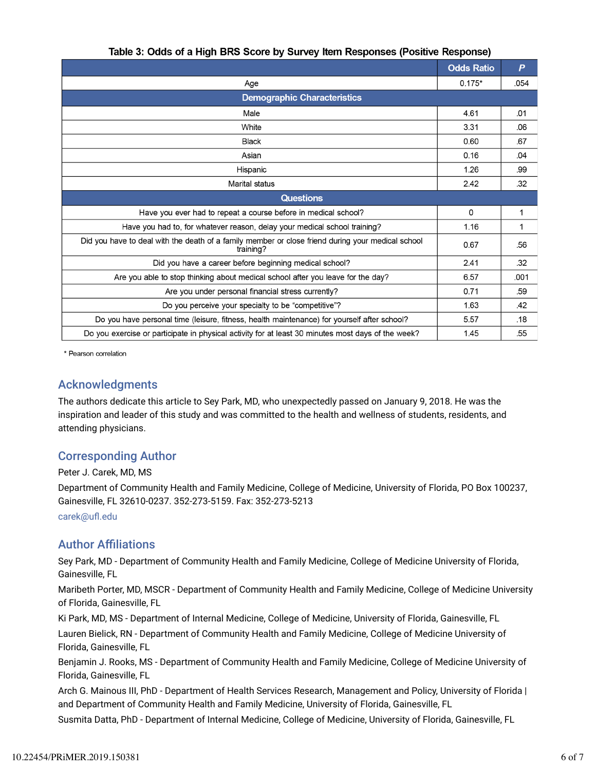**Table 3: Odds of a High BRS Score by Survey Item Responses (Positive Response)**

| | Odds Ratio | *P* |
|---|---|---|
| Age | 0.175* | .054 |
| **Demographic Characteristics** | | |
| Male | 4.61 | .01 |
| White | 3.31 | .06 |
| Black | 0.60 | .67 |
| Asian | 0.16 | .04 |
| Hispanic | 1.26 | .99 |
| Marital status | 2.42 | .32 |
| **Questions** | | |
| Have you ever had to repeat a course before in medical school? | 0 | 1 |
| Have you had to, for whatever reason, delay your medical school training? | 1.16 | 1 |
| Did you have to deal with the death of a family member or close friend during your medical school training? | 0.67 | .56 |
| Did you have a career before beginning medical school? | 2.41 | .32 |
| Are you able to stop thinking about medical school after you leave for the day? | 6.57 | .001 |
| Are you under personal financial stress currently? | 0.71 | .59 |
| Do you perceive your specialty to be "competitive"? | 1.63 | .42 |
| Do you have personal time (leisure, fitness, health maintenance) for yourself after school? | 5.57 | .18 |
| Do you exercise or participate in physical activity for at least 30 minutes most days of the week? | 1.45 | .55 |

\* Pearson correlation

## Acknowledgments

The authors dedicate this article to Sey Park, MD, who unexpectedly passed on January 9, 2018. He was the inspiration and leader of this study and was committed to the health and wellness of students, residents, and attending physicians.

## Corresponding Author

Peter J. Carek, MD, MS

Department of Community Health and Family Medicine, College of Medicine, University of Florida, PO Box 100237, Gainesville, FL 32610-0237. 352-273-5159. Fax: 352-273-5213

carek@ufl.edu

## Author Affiliations

Sey Park, MD - Department of Community Health and Family Medicine, College of Medicine University of Florida, Gainesville, FL

Maribeth Porter, MD, MSCR - Department of Community Health and Family Medicine, College of Medicine University of Florida, Gainesville, FL

Ki Park, MD, MS - Department of Internal Medicine, College of Medicine, University of Florida, Gainesville, FL

Lauren Bielick, RN - Department of Community Health and Family Medicine, College of Medicine University of Florida, Gainesville, FL

Benjamin J. Rooks, MS - Department of Community Health and Family Medicine, College of Medicine University of Florida, Gainesville, FL

Arch G. Mainous III, PhD - Department of Health Services Research, Management and Policy, University of Florida | and Department of Community Health and Family Medicine, University of Florida, Gainesville, FL

Susmita Datta, PhD - Department of Internal Medicine, College of Medicine, University of Florida, Gainesville, FL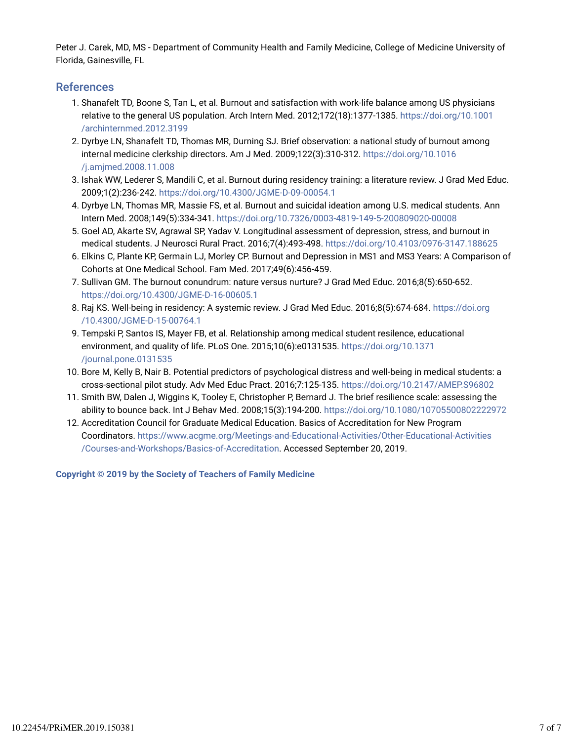Peter J. Carek, MD, MS - Department of Community Health and Family Medicine, College of Medicine University of Florida, Gainesville, FL

## References

1. Shanafelt TD, Boone S, Tan L, et al. Burnout and satisfaction with work-life balance among US physicians relative to the general US population. Arch Intern Med. 2012;172(18):1377-1385. https://doi.org/10.1001/archinternmed.2012.3199
2. Dyrbye LN, Shanafelt TD, Thomas MR, Durning SJ. Brief observation: a national study of burnout among internal medicine clerkship directors. Am J Med. 2009;122(3):310-312. https://doi.org/10.1016/j.amjmed.2008.11.008
3. Ishak WW, Lederer S, Mandili C, et al. Burnout during residency training: a literature review. J Grad Med Educ. 2009;1(2):236-242. https://doi.org/10.4300/JGME-D-09-00054.1
4. Dyrbye LN, Thomas MR, Massie FS, et al. Burnout and suicidal ideation among U.S. medical students. Ann Intern Med. 2008;149(5):334-341. https://doi.org/10.7326/0003-4819-149-5-200809020-00008
5. Goel AD, Akarte SV, Agrawal SP, Yadav V. Longitudinal assessment of depression, stress, and burnout in medical students. J Neurosci Rural Pract. 2016;7(4):493-498. https://doi.org/10.4103/0976-3147.188625
6. Elkins C, Plante KP, Germain LJ, Morley CP. Burnout and Depression in MS1 and MS3 Years: A Comparison of Cohorts at One Medical School. Fam Med. 2017;49(6):456-459.
7. Sullivan GM. The burnout conundrum: nature versus nurture? J Grad Med Educ. 2016;8(5):650-652. https://doi.org/10.4300/JGME-D-16-00605.1
8. Raj KS. Well-being in residency: A systemic review. J Grad Med Educ. 2016;8(5):674-684. https://doi.org/10.4300/JGME-D-15-00764.1
9. Tempski P, Santos IS, Mayer FB, et al. Relationship among medical student resilence, educational environment, and quality of life. PLoS One. 2015;10(6):e0131535. https://doi.org/10.1371/journal.pone.0131535
10. Bore M, Kelly B, Nair B. Potential predictors of psychological distress and well-being in medical students: a cross-sectional pilot study. Adv Med Educ Pract. 2016;7:125-135. https://doi.org/10.2147/AMEP.S96802
11. Smith BW, Dalen J, Wiggins K, Tooley E, Christopher P, Bernard J. The brief resilience scale: assessing the ability to bounce back. Int J Behav Med. 2008;15(3):194-200. https://doi.org/10.1080/10705500802222972
12. Accreditation Council for Graduate Medical Education. Basics of Accreditation for New Program Coordinators. https://www.acgme.org/Meetings-and-Educational-Activities/Other-Educational-Activities/Courses-and-Workshops/Basics-of-Accreditation. Accessed September 20, 2019.

**Copyright © 2019 by the Society of Teachers of Family Medicine**